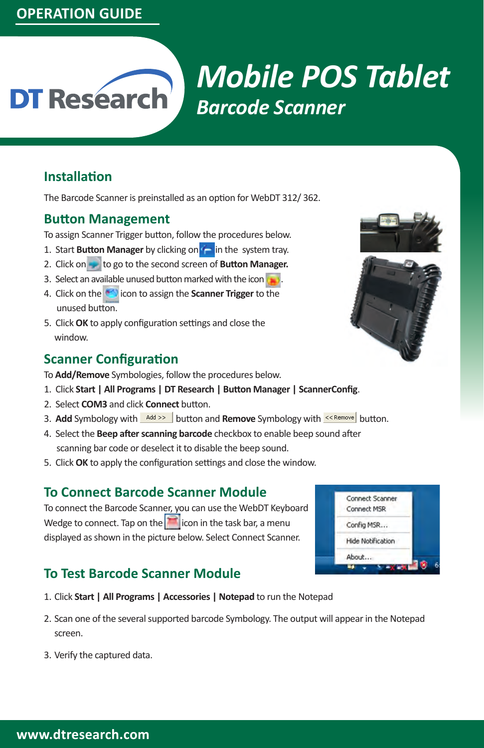OPERATION GUIDE

# Mobile POS Tablet

## Barcode Scanner

## Installation

The Barcode Scanner is preinstalled as an option for WebDT 312/ 362.

## Button Management

To assign Scanner Trigger button, follow the procedures below.

1. Start **Button Manager** by clicking on in the system tray.
2. Click on to go to the second screen of **Button Manager.**
3. Select an available unused button marked with the icon .
4. Click on the icon to assign the **Scanner Trigger** to the unused button.
5. Click **OK** to apply configuration settings and close the window.

## Scanner Configuration

To **Add/Remove** Symbologies, follow the procedures below.

1. Click **Start | All Programs | DT Research | Button Manager | ScannerConfig**.
2. Select **COM3** and click **Connect** button.
3. **Add** Symbology with Add >> button and **Remove** Symbology with << Remove button.
4. Select the **Beep after scanning barcode** checkbox to enable beep sound after scanning bar code or deselect it to disable the beep sound.
5. Click **OK** to apply the configuration settings and close the window.

## To Connect Barcode Scanner Module

To connect the Barcode Scanner, you can use the WebDT Keyboard Wedge to connect. Tap on the icon in the task bar, a menu displayed as shown in the picture below. Select Connect Scanner.

Connect Scanner
Connect MSR
Config MSR...
Hide Notification
About...

## To Test Barcode Scanner Module

1. Click **Start | All Programs | Accessories | Notepad** to run the Notepad
2. Scan one of the several supported barcode Symbology. The output will appear in the Notepad screen.
3. Verify the captured data.

www.dtresearch.com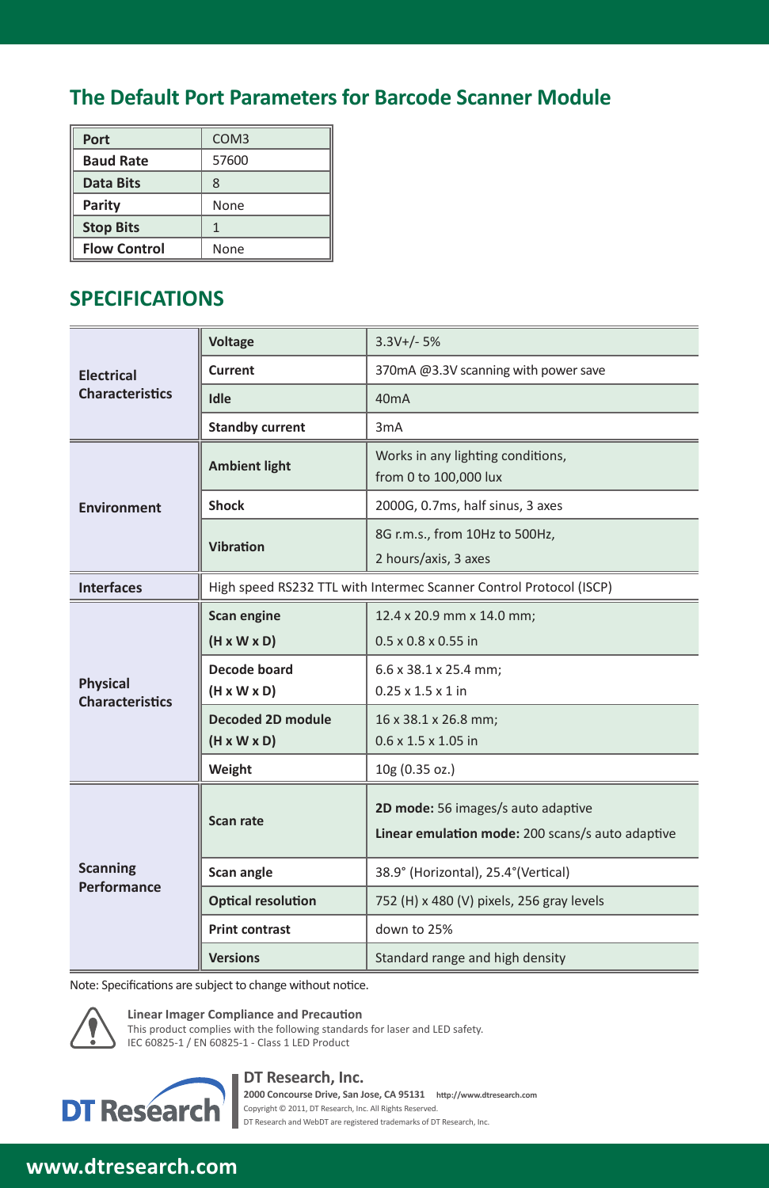## The Default Port Parameters for Barcode Scanner Module

| Port | COM3 |
|---|---|
| **Baud Rate** | 57600 |
| **Data Bits** | 8 |
| **Parity** | None |
| **Stop Bits** | 1 |
| **Flow Control** | None |

## SPECIFICATIONS

| | | |
|---|---|---|
| **Electrical Characteristics** | **Voltage** | 3.3V+/- 5% |
| | **Current** | 370mA @3.3V scanning with power save |
| | **Idle** | 40mA |
| | **Standby current** | 3mA |
| **Environment** | **Ambient light** | Works in any lighting conditions, from 0 to 100,000 lux |
| | **Shock** | 2000G, 0.7ms, half sinus, 3 axes |
| | **Vibration** | 8G r.m.s., from 10Hz to 500Hz, 2 hours/axis, 3 axes |
| **Interfaces** | High speed RS232 TTL with Intermec Scanner Control Protocol (ISCP) | |
| **Physical Characteristics** | **Scan engine (H x W x D)** | 12.4 x 20.9 mm x 14.0 mm; 0.5 x 0.8 x 0.55 in |
| | **Decode board (H x W x D)** | 6.6 x 38.1 x 25.4 mm; 0.25 x 1.5 x 1 in |
| | **Decoded 2D module (H x W x D)** | 16 x 38.1 x 26.8 mm; 0.6 x 1.5 x 1.05 in |
| | **Weight** | 10g (0.35 oz.) |
| **Scanning Performance** | **Scan rate** | **2D mode:** 56 images/s auto adaptive<br>**Linear emulation mode:** 200 scans/s auto adaptive |
| | **Scan angle** | 38.9° (Horizontal), 25.4°(Vertical) |
| | **Optical resolution** | 752 (H) x 480 (V) pixels, 256 gray levels |
| | **Print contrast** | down to 25% |
| | **Versions** | Standard range and high density |

Note: Specifications are subject to change without notice.

**Linear Imager Compliance and Precaution**
This product complies with the following standards for laser and LED safety.
IEC 60825-1 / EN 60825-1 - Class 1 LED Product

**DT Research, Inc.**
**2000 Concourse Drive, San Jose, CA 95131** http://www.dtresearch.com
Copyright © 2011, DT Research, Inc. All Rights Reserved.
DT Research and WebDT are registered trademarks of DT Research, Inc.

www.dtresearch.com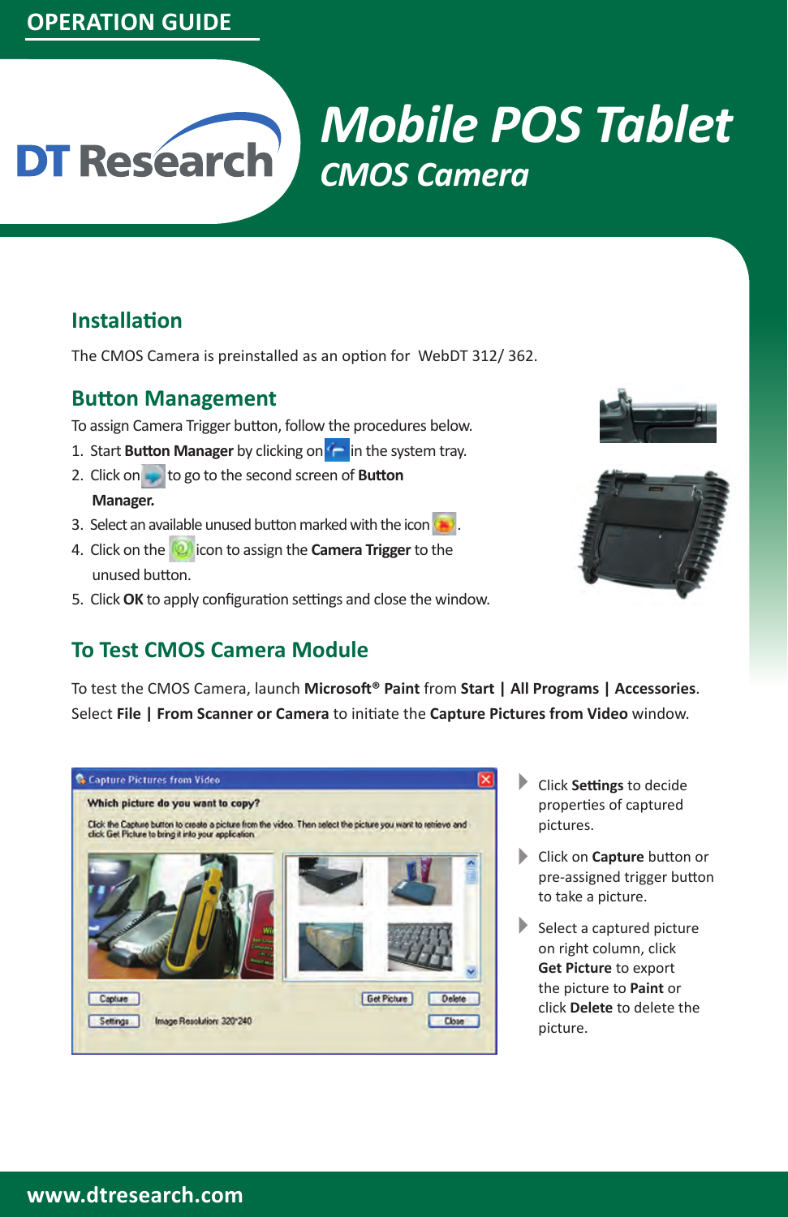OPERATION GUIDE

# Mobile POS Tablet

## CMOS Camera

### Installation

The CMOS Camera is preinstalled as an option for WebDT 312/ 362.

### Button Management

To assign Camera Trigger button, follow the procedures below.

1. Start **Button Manager** by clicking on in the system tray.
2. Click on to go to the second screen of **Button Manager.**
3. Select an available unused button marked with the icon .
4. Click on the icon to assign the **Camera Trigger** to the unused button.
5. Click **OK** to apply configuration settings and close the window.

### To Test CMOS Camera Module

To test the CMOS Camera, launch **Microsoft® Paint** from **Start | All Programs | Accessories**. Select **File | From Scanner or Camera** to initiate the **Capture Pictures from Video** window.

- Click **Settings** to decide properties of captured pictures.
- Click on **Capture** button or pre-assigned trigger button to take a picture.
- Select a captured picture on right column, click **Get Picture** to export the picture to **Paint** or click **Delete** to delete the picture.

www.dtresearch.com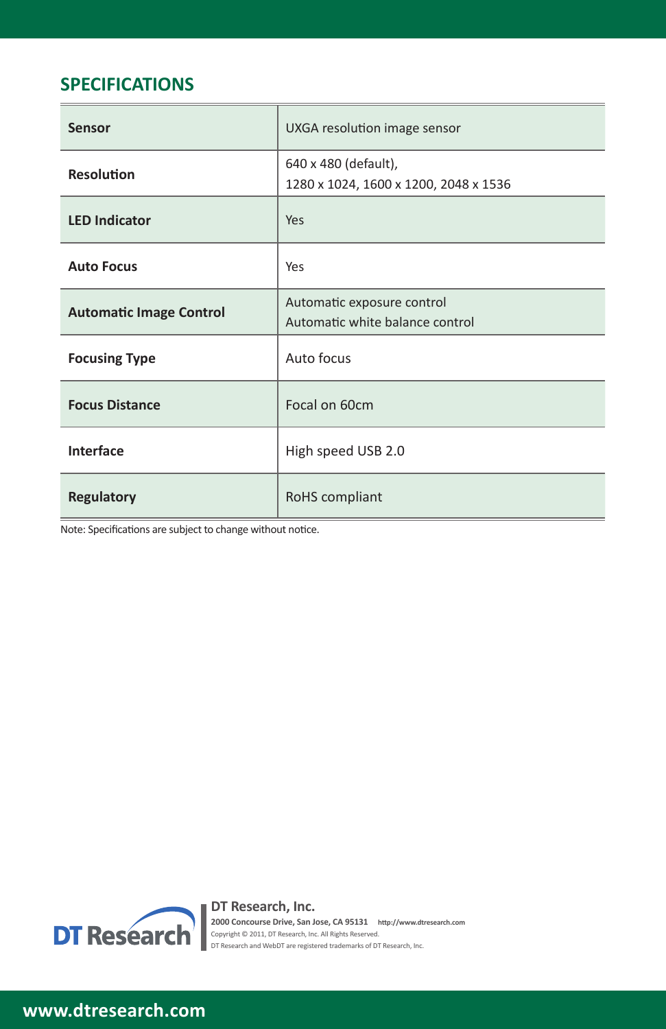## SPECIFICATIONS

| | |
|---|---|
| **Sensor** | UXGA resolution image sensor |
| **Resolution** | 640 x 480 (default),<br>1280 x 1024, 1600 x 1200, 2048 x 1536 |
| **LED Indicator** | Yes |
| **Auto Focus** | Yes |
| **Automatic Image Control** | Automatic exposure control<br>Automatic white balance control |
| **Focusing Type** | Auto focus |
| **Focus Distance** | Focal on 60cm |
| **Interface** | High speed USB 2.0 |
| **Regulatory** | RoHS compliant |

Note: Specifications are subject to change without notice.

DT Research

**DT Research, Inc.**
**2000 Concourse Drive, San Jose, CA 95131** http://www.dtresearch.com
Copyright © 2011, DT Research, Inc. All Rights Reserved.
DT Research and WebDT are registered trademarks of DT Research, Inc.

**www.dtresearch.com**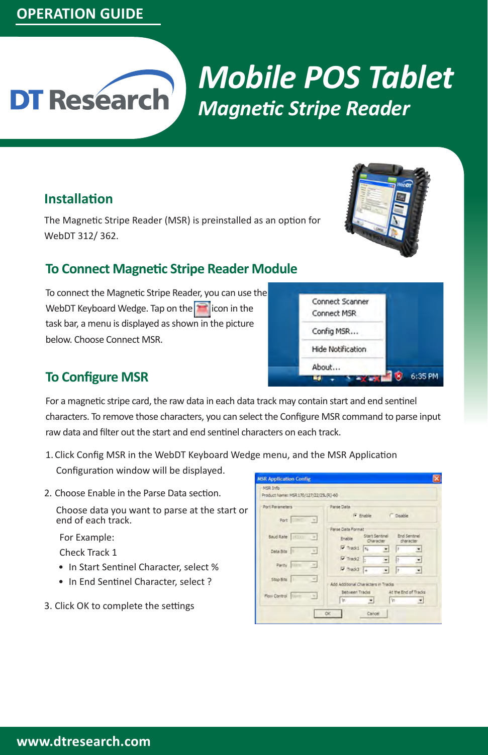OPERATION GUIDE

# Mobile POS Tablet

## Magnetic Stripe Reader

### Installation

The Magnetic Stripe Reader (MSR) is preinstalled as an option for WebDT 312/ 362.

### To Connect Magnetic Stripe Reader Module

To connect the Magnetic Stripe Reader, you can use the WebDT Keyboard Wedge. Tap on the icon in the task bar, a menu is displayed as shown in the picture below. Choose Connect MSR.

### To Configure MSR

For a magnetic stripe card, the raw data in each data track may contain start and end sentinel characters. To remove those characters, you can select the Configure MSR command to parse input raw data and filter out the start and end sentinel characters on each track.

1. Click Config MSR in the WebDT Keyboard Wedge menu, and the MSR Application Configuration window will be displayed.
2. Choose Enable in the Parse Data section.

   Choose data you want to parse at the start or end of each track.

   For Example:

   Check Track 1

   - In Start Sentinel Character, select %
   - In End Sentinel Character, select ?
3. Click OK to complete the settings

www.dtresearch.com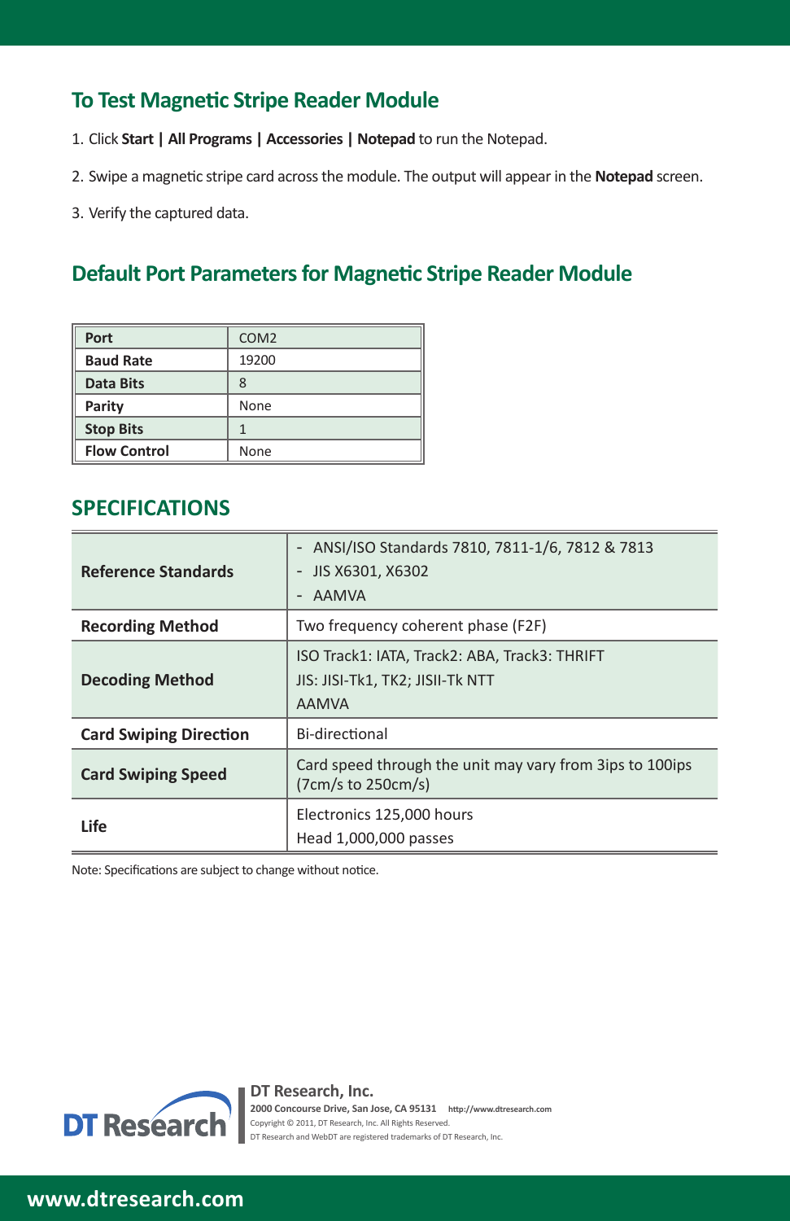## To Test Magnetic Stripe Reader Module

1. Click **Start | All Programs | Accessories | Notepad** to run the Notepad.
2. Swipe a magnetic stripe card across the module. The output will appear in the **Notepad** screen.
3. Verify the captured data.

## Default Port Parameters for Magnetic Stripe Reader Module

| | |
|---|---|
| **Port** | COM2 |
| **Baud Rate** | 19200 |
| **Data Bits** | 8 |
| **Parity** | None |
| **Stop Bits** | 1 |
| **Flow Control** | None |

## SPECIFICATIONS

| | |
|---|---|
| **Reference Standards** | - ANSI/ISO Standards 7810, 7811-1/6, 7812 & 7813<br>- JIS X6301, X6302<br>- AAMVA |
| **Recording Method** | Two frequency coherent phase (F2F) |
| **Decoding Method** | ISO Track1: IATA, Track2: ABA, Track3: THRIFT<br>JIS: JISI-Tk1, TK2; JISII-Tk NTT<br>AAMVA |
| **Card Swiping Direction** | Bi-directional |
| **Card Swiping Speed** | Card speed through the unit may vary from 3ips to 100ips (7cm/s to 250cm/s) |
| **Life** | Electronics 125,000 hours<br>Head 1,000,000 passes |

Note: Specifications are subject to change without notice.

DT Research

**DT Research, Inc.**

**2000 Concourse Drive, San Jose, CA 95131** http://www.dtresearch.com

Copyright © 2011, DT Research, Inc. All Rights Reserved.

DT Research and WebDT are registered trademarks of DT Research, Inc.

**www.dtresearch.com**